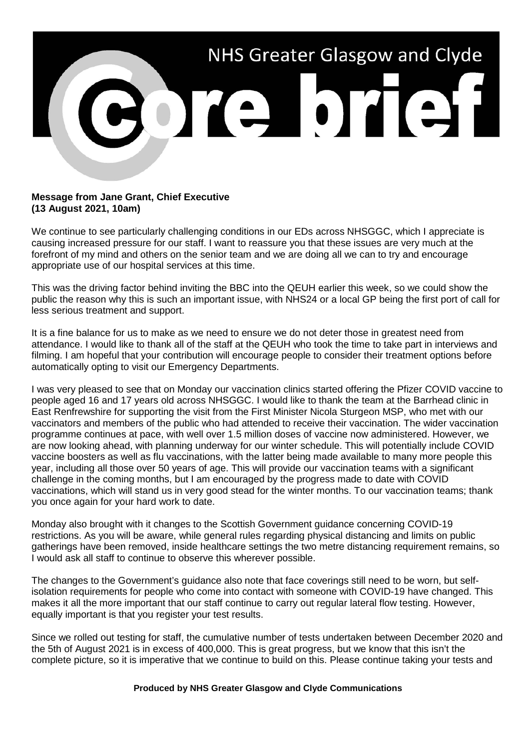# NHS Greater Glasgow and Clyde

# core brief

**Message from Jane Grant, Chief Executive**
**(13 August 2021, 10am)**

We continue to see particularly challenging conditions in our EDs across NHSGGC, which I appreciate is causing increased pressure for our staff. I want to reassure you that these issues are very much at the forefront of my mind and others on the senior team and we are doing all we can to try and encourage appropriate use of our hospital services at this time.

This was the driving factor behind inviting the BBC into the QEUH earlier this week, so we could show the public the reason why this is such an important issue, with NHS24 or a local GP being the first port of call for less serious treatment and support.

It is a fine balance for us to make as we need to ensure we do not deter those in greatest need from attendance. I would like to thank all of the staff at the QEUH who took the time to take part in interviews and filming. I am hopeful that your contribution will encourage people to consider their treatment options before automatically opting to visit our Emergency Departments.

I was very pleased to see that on Monday our vaccination clinics started offering the Pfizer COVID vaccine to people aged 16 and 17 years old across NHSGGC. I would like to thank the team at the Barrhead clinic in East Renfrewshire for supporting the visit from the First Minister Nicola Sturgeon MSP, who met with our vaccinators and members of the public who had attended to receive their vaccination. The wider vaccination programme continues at pace, with well over 1.5 million doses of vaccine now administered. However, we are now looking ahead, with planning underway for our winter schedule. This will potentially include COVID vaccine boosters as well as flu vaccinations, with the latter being made available to many more people this year, including all those over 50 years of age. This will provide our vaccination teams with a significant challenge in the coming months, but I am encouraged by the progress made to date with COVID vaccinations, which will stand us in very good stead for the winter months. To our vaccination teams; thank you once again for your hard work to date.

Monday also brought with it changes to the Scottish Government guidance concerning COVID-19 restrictions. As you will be aware, while general rules regarding physical distancing and limits on public gatherings have been removed, inside healthcare settings the two metre distancing requirement remains, so I would ask all staff to continue to observe this wherever possible.

The changes to the Government's guidance also note that face coverings still need to be worn, but self-isolation requirements for people who come into contact with someone with COVID-19 have changed. This makes it all the more important that our staff continue to carry out regular lateral flow testing. However, equally important is that you register your test results.

Since we rolled out testing for staff, the cumulative number of tests undertaken between December 2020 and the 5th of August 2021 is in excess of 400,000. This is great progress, but we know that this isn't the complete picture, so it is imperative that we continue to build on this. Please continue taking your tests and

**Produced by NHS Greater Glasgow and Clyde Communications**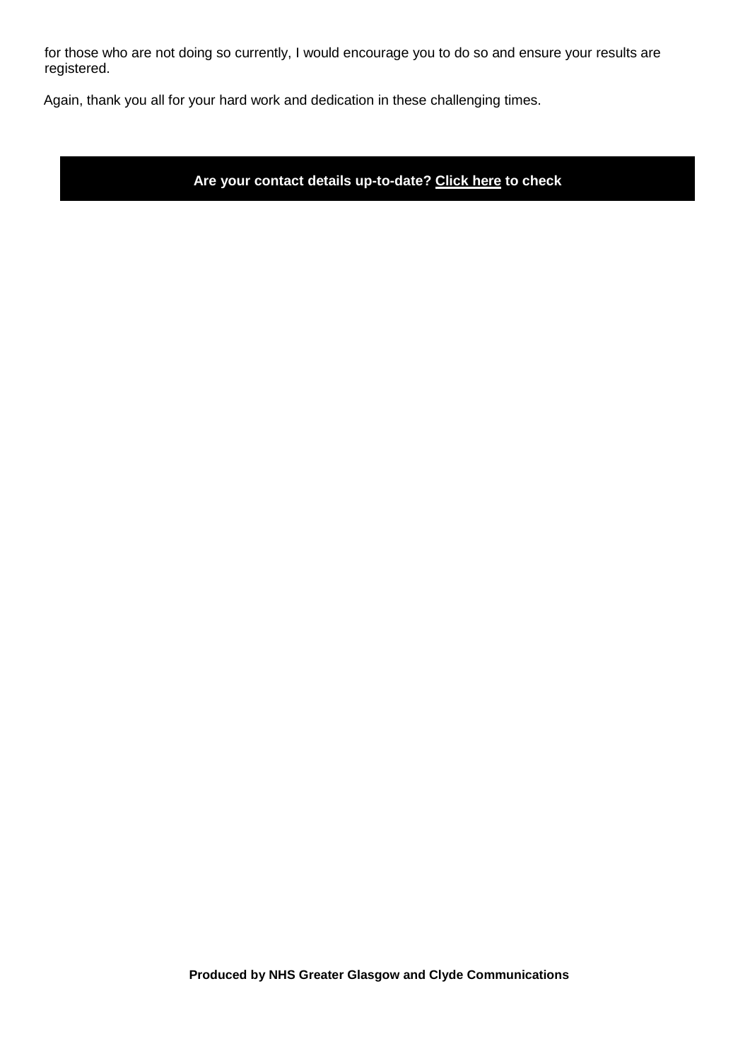for those who are not doing so currently, I would encourage you to do so and ensure your results are registered.

Again, thank you all for your hard work and dedication in these challenging times.

**Are your contact details up-to-date? Click here to check**

**Produced by NHS Greater Glasgow and Clyde Communications**